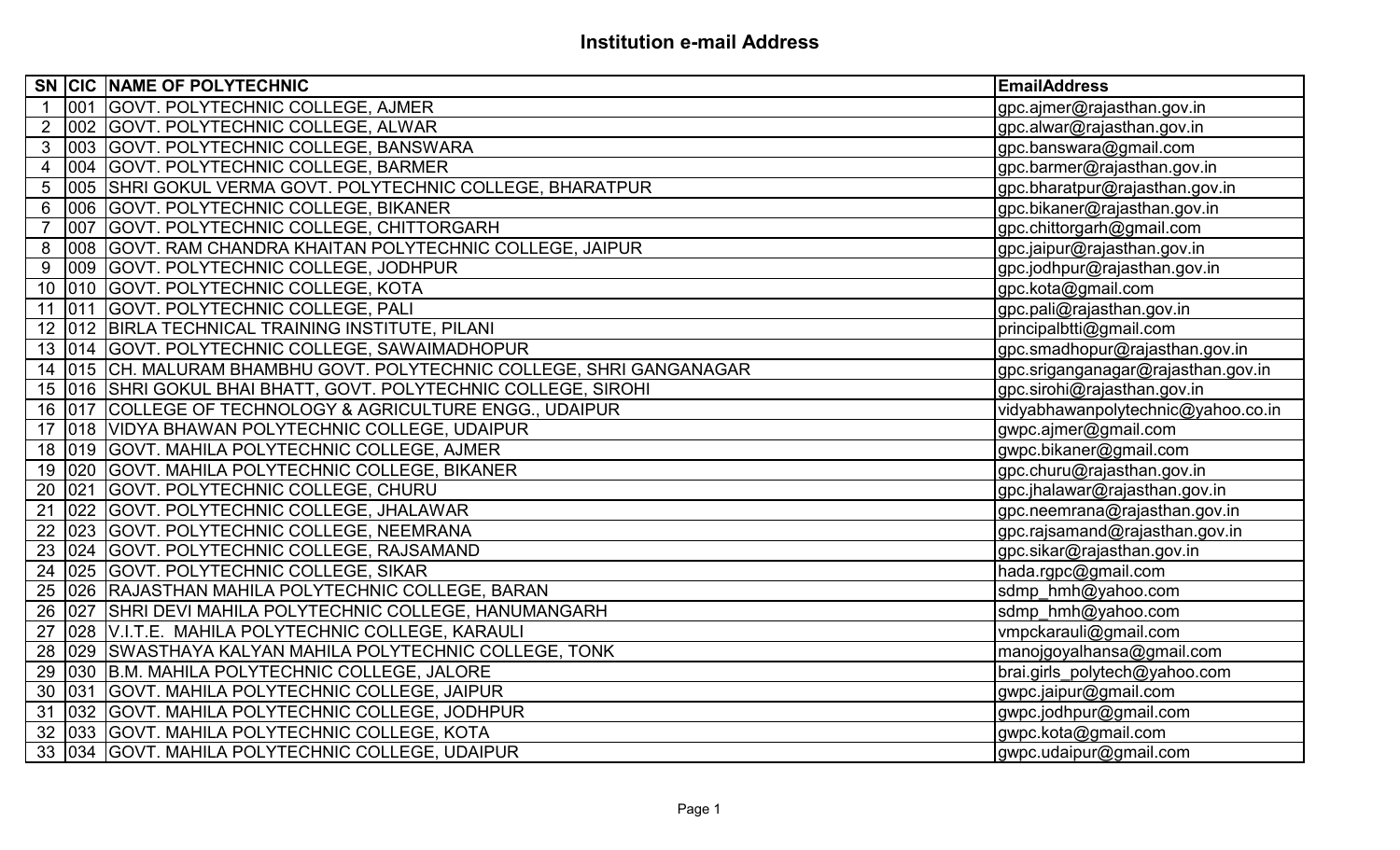# Institution e-mail Address

| SN | CIC | NAME OF POLYTECHNIC | EmailAddress |
|---|---|---|---|
| 1 | 001 | GOVT. POLYTECHNIC COLLEGE, AJMER | gpc.ajmer@rajasthan.gov.in |
| 2 | 002 | GOVT. POLYTECHNIC COLLEGE, ALWAR | gpc.alwar@rajasthan.gov.in |
| 3 | 003 | GOVT. POLYTECHNIC COLLEGE, BANSWARA | gpc.banswara@gmail.com |
| 4 | 004 | GOVT. POLYTECHNIC COLLEGE, BARMER | gpc.barmer@rajasthan.gov.in |
| 5 | 005 | SHRI GOKUL VERMA GOVT. POLYTECHNIC COLLEGE, BHARATPUR | gpc.bharatpur@rajasthan.gov.in |
| 6 | 006 | GOVT. POLYTECHNIC COLLEGE, BIKANER | gpc.bikaner@rajasthan.gov.in |
| 7 | 007 | GOVT. POLYTECHNIC COLLEGE, CHITTORGARH | gpc.chittorgarh@gmail.com |
| 8 | 008 | GOVT. RAM CHANDRA KHAITAN POLYTECHNIC COLLEGE, JAIPUR | gpc.jaipur@rajasthan.gov.in |
| 9 | 009 | GOVT. POLYTECHNIC COLLEGE, JODHPUR | gpc.jodhpur@rajasthan.gov.in |
| 10 | 010 | GOVT. POLYTECHNIC COLLEGE, KOTA | gpc.kota@gmail.com |
| 11 | 011 | GOVT. POLYTECHNIC COLLEGE, PALI | gpc.pali@rajasthan.gov.in |
| 12 | 012 | BIRLA TECHNICAL TRAINING INSTITUTE, PILANI | principalbtti@gmail.com |
| 13 | 014 | GOVT. POLYTECHNIC COLLEGE, SAWAIMADHOPUR | gpc.smadhopur@rajasthan.gov.in |
| 14 | 015 | CH. MALURAM BHAMBHU GOVT. POLYTECHNIC COLLEGE, SHRI GANGANAGAR | gpc.sriganganagar@rajasthan.gov.in |
| 15 | 016 | SHRI GOKUL BHAI BHATT, GOVT. POLYTECHNIC COLLEGE, SIROHI | gpc.sirohi@rajasthan.gov.in |
| 16 | 017 | COLLEGE OF TECHNOLOGY & AGRICULTURE ENGG., UDAIPUR | vidyabhawanpolytechnic@yahoo.co.in |
| 17 | 018 | VIDYA BHAWAN POLYTECHNIC COLLEGE, UDAIPUR | gwpc.ajmer@gmail.com |
| 18 | 019 | GOVT. MAHILA POLYTECHNIC COLLEGE, AJMER | gwpc.bikaner@gmail.com |
| 19 | 020 | GOVT. MAHILA POLYTECHNIC COLLEGE, BIKANER | gpc.churu@rajasthan.gov.in |
| 20 | 021 | GOVT. POLYTECHNIC COLLEGE, CHURU | gpc.jhalawar@rajasthan.gov.in |
| 21 | 022 | GOVT. POLYTECHNIC COLLEGE, JHALAWAR | gpc.neemrana@rajasthan.gov.in |
| 22 | 023 | GOVT. POLYTECHNIC COLLEGE, NEEMRANA | gpc.rajsamand@rajasthan.gov.in |
| 23 | 024 | GOVT. POLYTECHNIC COLLEGE, RAJSAMAND | gpc.sikar@rajasthan.gov.in |
| 24 | 025 | GOVT. POLYTECHNIC COLLEGE, SIKAR | hada.rgpc@gmail.com |
| 25 | 026 | RAJASTHAN MAHILA POLYTECHNIC COLLEGE, BARAN | sdmp_hmh@yahoo.com |
| 26 | 027 | SHRI DEVI MAHILA POLYTECHNIC COLLEGE, HANUMANGARH | sdmp_hmh@yahoo.com |
| 27 | 028 | V.I.T.E. MAHILA POLYTECHNIC COLLEGE, KARAULI | vmpckarauli@gmail.com |
| 28 | 029 | SWASTHAYA KALYAN MAHILA POLYTECHNIC COLLEGE, TONK | manojgoyalhansa@gmail.com |
| 29 | 030 | B.M. MAHILA POLYTECHNIC COLLEGE, JALORE | brai.girls_polytech@yahoo.com |
| 30 | 031 | GOVT. MAHILA POLYTECHNIC COLLEGE, JAIPUR | gwpc.jaipur@gmail.com |
| 31 | 032 | GOVT. MAHILA POLYTECHNIC COLLEGE, JODHPUR | gwpc.jodhpur@gmail.com |
| 32 | 033 | GOVT. MAHILA POLYTECHNIC COLLEGE, KOTA | gwpc.kota@gmail.com |
| 33 | 034 | GOVT. MAHILA POLYTECHNIC COLLEGE, UDAIPUR | gwpc.udaipur@gmail.com |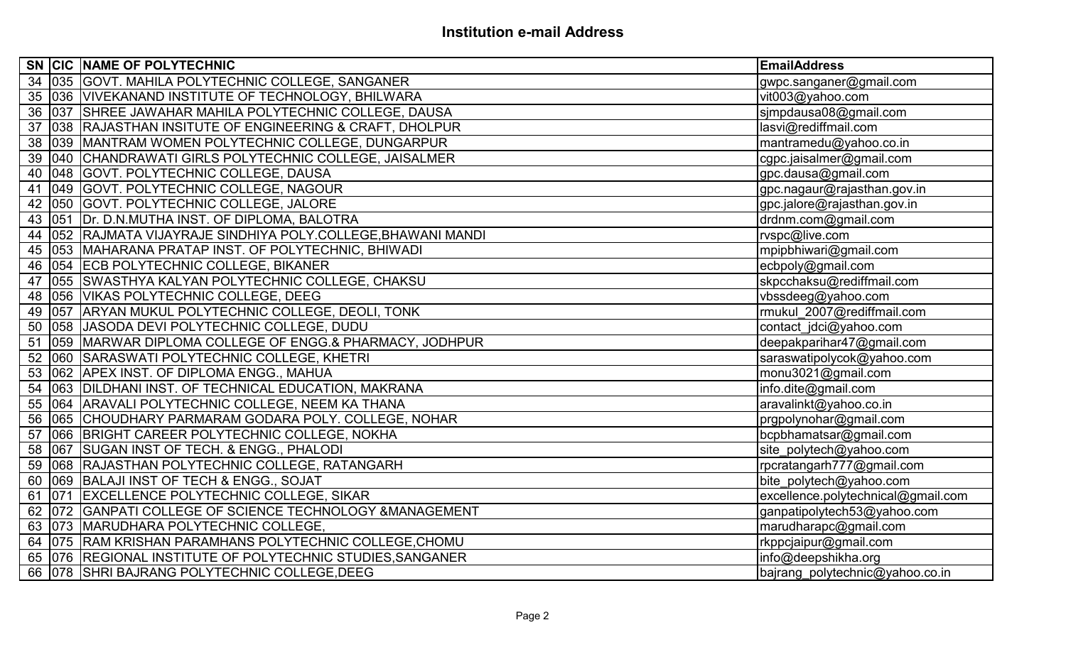## Institution e-mail Address

| SN | CIC | NAME OF POLYTECHNIC | EmailAddress |
|---|---|---|---|
| 34 | 035 | GOVT. MAHILA POLYTECHNIC COLLEGE, SANGANER | gwpc.sanganer@gmail.com |
| 35 | 036 | VIVEKANAND INSTITUTE OF TECHNOLOGY, BHILWARA | vit003@yahoo.com |
| 36 | 037 | SHREE JAWAHAR MAHILA POLYTECHNIC COLLEGE, DAUSA | sjmpdausa08@gmail.com |
| 37 | 038 | RAJASTHAN INSITUTE OF ENGINEERING & CRAFT, DHOLPUR | lasvi@rediffmail.com |
| 38 | 039 | MANTRAM WOMEN POLYTECHNIC COLLEGE, DUNGARPUR | mantramedu@yahoo.co.in |
| 39 | 040 | CHANDRAWATI GIRLS POLYTECHNIC COLLEGE, JAISALMER | cgpc.jaisalmer@gmail.com |
| 40 | 048 | GOVT. POLYTECHNIC COLLEGE, DAUSA | gpc.dausa@gmail.com |
| 41 | 049 | GOVT. POLYTECHNIC COLLEGE, NAGOUR | gpc.nagaur@rajasthan.gov.in |
| 42 | 050 | GOVT. POLYTECHNIC COLLEGE, JALORE | gpc.jalore@rajasthan.gov.in |
| 43 | 051 | Dr. D.N.MUTHA INST. OF DIPLOMA, BALOTRA | drdnm.com@gmail.com |
| 44 | 052 | RAJMATA VIJAYRAJE SINDHIYA POLY.COLLEGE,BHAWANI MANDI | rvspc@live.com |
| 45 | 053 | MAHARANA PRATAP INST. OF POLYTECHNIC, BHIWADI | mpipbhiwari@gmail.com |
| 46 | 054 | ECB POLYTECHNIC COLLEGE, BIKANER | ecbpoly@gmail.com |
| 47 | 055 | SWASTHYA KALYAN POLYTECHNIC COLLEGE, CHAKSU | skpcchaksu@rediffmail.com |
| 48 | 056 | VIKAS POLYTECHNIC COLLEGE, DEEG | vbssdeeg@yahoo.com |
| 49 | 057 | ARYAN MUKUL POLYTECHNIC COLLEGE, DEOLI, TONK | rmukul_2007@rediffmail.com |
| 50 | 058 | JASODA DEVI POLYTECHNIC COLLEGE, DUDU | contact_jdci@yahoo.com |
| 51 | 059 | MARWAR DIPLOMA COLLEGE OF ENGG.& PHARMACY, JODHPUR | deepakparihar47@gmail.com |
| 52 | 060 | SARASWATI POLYTECHNIC COLLEGE, KHETRI | saraswatipolycok@yahoo.com |
| 53 | 062 | APEX INST. OF DIPLOMA ENGG., MAHUA | monu3021@gmail.com |
| 54 | 063 | DILDHANI INST. OF TECHNICAL EDUCATION, MAKRANA | info.dite@gmail.com |
| 55 | 064 | ARAVALI POLYTECHNIC COLLEGE, NEEM KA THANA | aravalinkt@yahoo.co.in |
| 56 | 065 | CHOUDHARY PARMARAM GODARA POLY. COLLEGE, NOHAR | prgpolynohar@gmail.com |
| 57 | 066 | BRIGHT CAREER POLYTECHNIC COLLEGE, NOKHA | bcpbhamatsar@gmail.com |
| 58 | 067 | SUGAN INST OF TECH. & ENGG., PHALODI | site_polytech@yahoo.com |
| 59 | 068 | RAJASTHAN POLYTECHNIC COLLEGE, RATANGARH | rpcratangarh777@gmail.com |
| 60 | 069 | BALAJI INST OF TECH & ENGG., SOJAT | bite_polytech@yahoo.com |
| 61 | 071 | EXCELLENCE POLYTECHNIC COLLEGE, SIKAR | excellence.polytechnical@gmail.com |
| 62 | 072 | GANPATI COLLEGE OF SCIENCE TECHNOLOGY &MANAGEMENT | ganpatipolytech53@yahoo.com |
| 63 | 073 | MARUDHARA POLYTECHNIC COLLEGE, | marudharapc@gmail.com |
| 64 | 075 | RAM KRISHAN PARAMHANS POLYTECHNIC COLLEGE,CHOMU | rkppcjaipur@gmail.com |
| 65 | 076 | REGIONAL INSTITUTE OF POLYTECHNIC STUDIES,SANGANER | info@deepshikha.org |
| 66 | 078 | SHRI BAJRANG POLYTECHNIC COLLEGE,DEEG | bajrang_polytechnic@yahoo.co.in |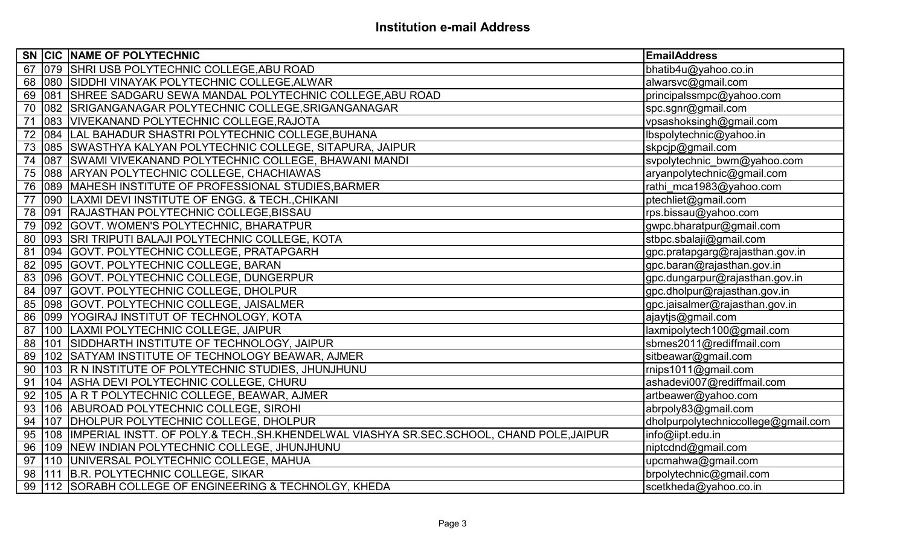# Institution e-mail Address

| SN | CIC | NAME OF POLYTECHNIC | EmailAddress |
|---|---|---|---|
| 67 | 079 | SHRI USB POLYTECHNIC COLLEGE,ABU ROAD | bhatib4u@yahoo.co.in |
| 68 | 080 | SIDDHI VINAYAK POLYTECHNIC COLLEGE,ALWAR | alwarsvc@gmail.com |
| 69 | 081 | SHREE SADGARU SEWA MANDAL POLYTECHNIC COLLEGE,ABU ROAD | principalssmpc@yahoo.com |
| 70 | 082 | SRIGANGANAGAR POLYTECHNIC COLLEGE,SRIGANGANAGAR | spc.sgnr@gmail.com |
| 71 | 083 | VIVEKANAND POLYTECHNIC COLLEGE,RAJOTA | vpsashoksingh@gmail.com |
| 72 | 084 | LAL BAHADUR SHASTRI POLYTECHNIC COLLEGE,BUHANA | lbspolytechnic@yahoo.in |
| 73 | 085 | SWASTHYA KALYAN POLYTECHNIC COLLEGE, SITAPURA, JAIPUR | skpcjp@gmail.com |
| 74 | 087 | SWAMI VIVEKANAND POLYTECHNIC COLLEGE, BHAWANI MANDI | svpolytechnic_bwm@yahoo.com |
| 75 | 088 | ARYAN POLYTECHNIC COLLEGE, CHACHIAWAS | aryanpolytechnic@gmail.com |
| 76 | 089 | MAHESH INSTITUTE OF PROFESSIONAL STUDIES,BARMER | rathi_mca1983@yahoo.com |
| 77 | 090 | LAXMI DEVI INSTITUTE OF ENGG. & TECH.,CHIKANI | ptechliet@gmail.com |
| 78 | 091 | RAJASTHAN POLYTECHNIC COLLEGE,BISSAU | rps.bissau@yahoo.com |
| 79 | 092 | GOVT. WOMEN'S POLYTECHNIC, BHARATPUR | gwpc.bharatpur@gmail.com |
| 80 | 093 | SRI TRIPUTI BALAJI POLYTECHNIC COLLEGE, KOTA | stbpc.sbalaji@gmail.com |
| 81 | 094 | GOVT. POLYTECHNIC COLLEGE, PRATAPGARH | gpc.pratapgarg@rajasthan.gov.in |
| 82 | 095 | GOVT. POLYTECHNIC COLLEGE, BARAN | gpc.baran@rajasthan.gov.in |
| 83 | 096 | GOVT. POLYTECHNIC COLLEGE, DUNGERPUR | gpc.dungarpur@rajasthan.gov.in |
| 84 | 097 | GOVT. POLYTECHNIC COLLEGE, DHOLPUR | gpc.dholpur@rajasthan.gov.in |
| 85 | 098 | GOVT. POLYTECHNIC COLLEGE, JAISALMER | gpc.jaisalmer@rajasthan.gov.in |
| 86 | 099 | YOGIRAJ INSTITUT OF TECHNOLOGY, KOTA | ajaytjs@gmail.com |
| 87 | 100 | LAXMI POLYTECHNIC COLLEGE, JAIPUR | laxmipolytech100@gmail.com |
| 88 | 101 | SIDDHARTH INSTITUTE OF TECHNOLOGY, JAIPUR | sbmes2011@rediffmail.com |
| 89 | 102 | SATYAM INSTITUTE OF TECHNOLOGY BEAWAR, AJMER | sitbeawar@gmail.com |
| 90 | 103 | R N INSTITUTE OF POLYTECHNIC STUDIES, JHUNJHUNU | rnips1011@gmail.com |
| 91 | 104 | ASHA DEVI POLYTECHNIC COLLEGE, CHURU | ashadevi007@rediffmail.com |
| 92 | 105 | A R T POLYTECHNIC COLLEGE, BEAWAR, AJMER | artbeawer@yahoo.com |
| 93 | 106 | ABUROAD POLYTECHNIC COLLEGE, SIROHI | abrpoly83@gmail.com |
| 94 | 107 | DHOLPUR POLYTECHNIC COLLEGE, DHOLPUR | dholpurpolytechniccollege@gmail.com |
| 95 | 108 | IMPERIAL INSTT. OF POLY.& TECH.,SH.KHENDELWAL VIASHYA SR.SEC.SCHOOL, CHAND POLE,JAIPUR | info@iipt.edu.in |
| 96 | 109 | NEW INDIAN POLYTECHNIC COLLEGE, JHUNJHUNU | niptcdnd@gmail.com |
| 97 | 110 | UNIVERSAL POLYTECHNIC COLLEGE, MAHUA | upcmahwa@gmail.com |
| 98 | 111 | B.R. POLYTECHNIC COLLEGE, SIKAR | brpolytechnic@gmail.com |
| 99 | 112 | SORABH COLLEGE OF ENGINEERING & TECHNOLGY, KHEDA | scetkheda@yahoo.co.in |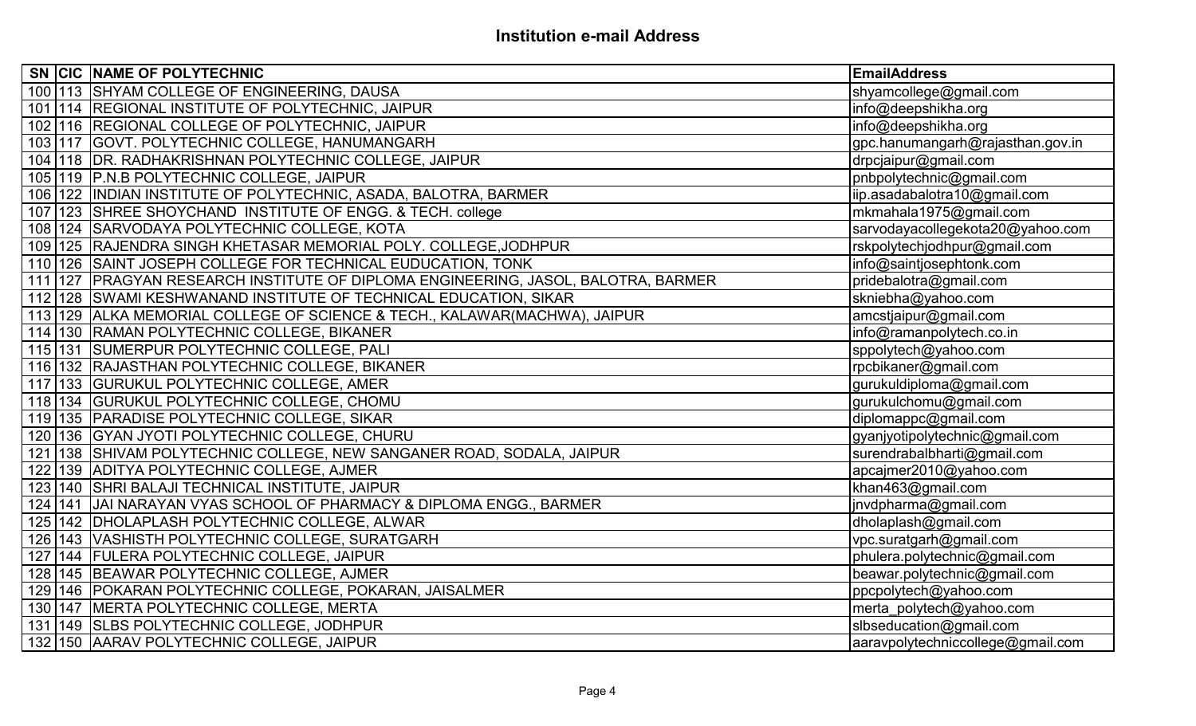# Institution e-mail Address

| SN | CIC | NAME OF POLYTECHNIC | EmailAddress |
|---|---|---|---|
| 100 | 113 | SHYAM COLLEGE OF ENGINEERING, DAUSA | shyamcollege@gmail.com |
| 101 | 114 | REGIONAL INSTITUTE OF POLYTECHNIC, JAIPUR | info@deepshikha.org |
| 102 | 116 | REGIONAL COLLEGE OF POLYTECHNIC, JAIPUR | info@deepshikha.org |
| 103 | 117 | GOVT. POLYTECHNIC COLLEGE, HANUMANGARH | gpc.hanumangarh@rajasthan.gov.in |
| 104 | 118 | DR. RADHAKRISHNAN POLYTECHNIC COLLEGE, JAIPUR | drpcjaipur@gmail.com |
| 105 | 119 | P.N.B POLYTECHNIC COLLEGE, JAIPUR | pnbpolytechnic@gmail.com |
| 106 | 122 | INDIAN INSTITUTE OF POLYTECHNIC, ASADA, BALOTRA, BARMER | iip.asadabalotra10@gmail.com |
| 107 | 123 | SHREE SHOYCHAND INSTITUTE OF ENGG. & TECH. college | mkmahala1975@gmail.com |
| 108 | 124 | SARVODAYA POLYTECHNIC COLLEGE, KOTA | sarvodayacollegekota20@yahoo.com |
| 109 | 125 | RAJENDRA SINGH KHETASAR MEMORIAL POLY. COLLEGE,JODHPUR | rskpolytechjodhpur@gmail.com |
| 110 | 126 | SAINT JOSEPH COLLEGE FOR TECHNICAL EUDUCATION, TONK | info@saintjosephtonk.com |
| 111 | 127 | PRAGYAN RESEARCH INSTITUTE OF DIPLOMA ENGINEERING, JASOL, BALOTRA, BARMER | pridebalotra@gmail.com |
| 112 | 128 | SWAMI KESHWANAND INSTITUTE OF TECHNICAL EDUCATION, SIKAR | skniebha@yahoo.com |
| 113 | 129 | ALKA MEMORIAL COLLEGE OF SCIENCE & TECH., KALAWAR(MACHWA), JAIPUR | amcstjaipur@gmail.com |
| 114 | 130 | RAMAN POLYTECHNIC COLLEGE, BIKANER | info@ramanpolytech.co.in |
| 115 | 131 | SUMERPUR POLYTECHNIC COLLEGE, PALI | sppolytech@yahoo.com |
| 116 | 132 | RAJASTHAN POLYTECHNIC COLLEGE, BIKANER | rpcbikaner@gmail.com |
| 117 | 133 | GURUKUL POLYTECHNIC COLLEGE, AMER | gurukuldiploma@gmail.com |
| 118 | 134 | GURUKUL POLYTECHNIC COLLEGE, CHOMU | gurukulchomu@gmail.com |
| 119 | 135 | PARADISE POLYTECHNIC COLLEGE, SIKAR | diplomappc@gmail.com |
| 120 | 136 | GYAN JYOTI POLYTECHNIC COLLEGE, CHURU | gyanjyotipolytechnic@gmail.com |
| 121 | 138 | SHIVAM POLYTECHNIC COLLEGE, NEW SANGANER ROAD, SODALA, JAIPUR | surendrabalbharti@gmail.com |
| 122 | 139 | ADITYA POLYTECHNIC COLLEGE, AJMER | apcajmer2010@yahoo.com |
| 123 | 140 | SHRI BALAJI TECHNICAL INSTITUTE, JAIPUR | khan463@gmail.com |
| 124 | 141 | JAI NARAYAN VYAS SCHOOL OF PHARMACY & DIPLOMA ENGG., BARMER | jnvdpharma@gmail.com |
| 125 | 142 | DHOLAPLASH POLYTECHNIC COLLEGE, ALWAR | dholaplash@gmail.com |
| 126 | 143 | VASHISTH POLYTECHNIC COLLEGE, SURATGARH | vpc.suratgarh@gmail.com |
| 127 | 144 | FULERA POLYTECHNIC COLLEGE, JAIPUR | phulera.polytechnic@gmail.com |
| 128 | 145 | BEAWAR POLYTECHNIC COLLEGE, AJMER | beawar.polytechnic@gmail.com |
| 129 | 146 | POKARAN POLYTECHNIC COLLEGE, POKARAN, JAISALMER | ppcpolytech@yahoo.com |
| 130 | 147 | MERTA POLYTECHNIC COLLEGE, MERTA | merta_polytech@yahoo.com |
| 131 | 149 | SLBS POLYTECHNIC COLLEGE, JODHPUR | slbseducation@gmail.com |
| 132 | 150 | AARAV POLYTECHNIC COLLEGE, JAIPUR | aaravpolytechniccollege@gmail.com |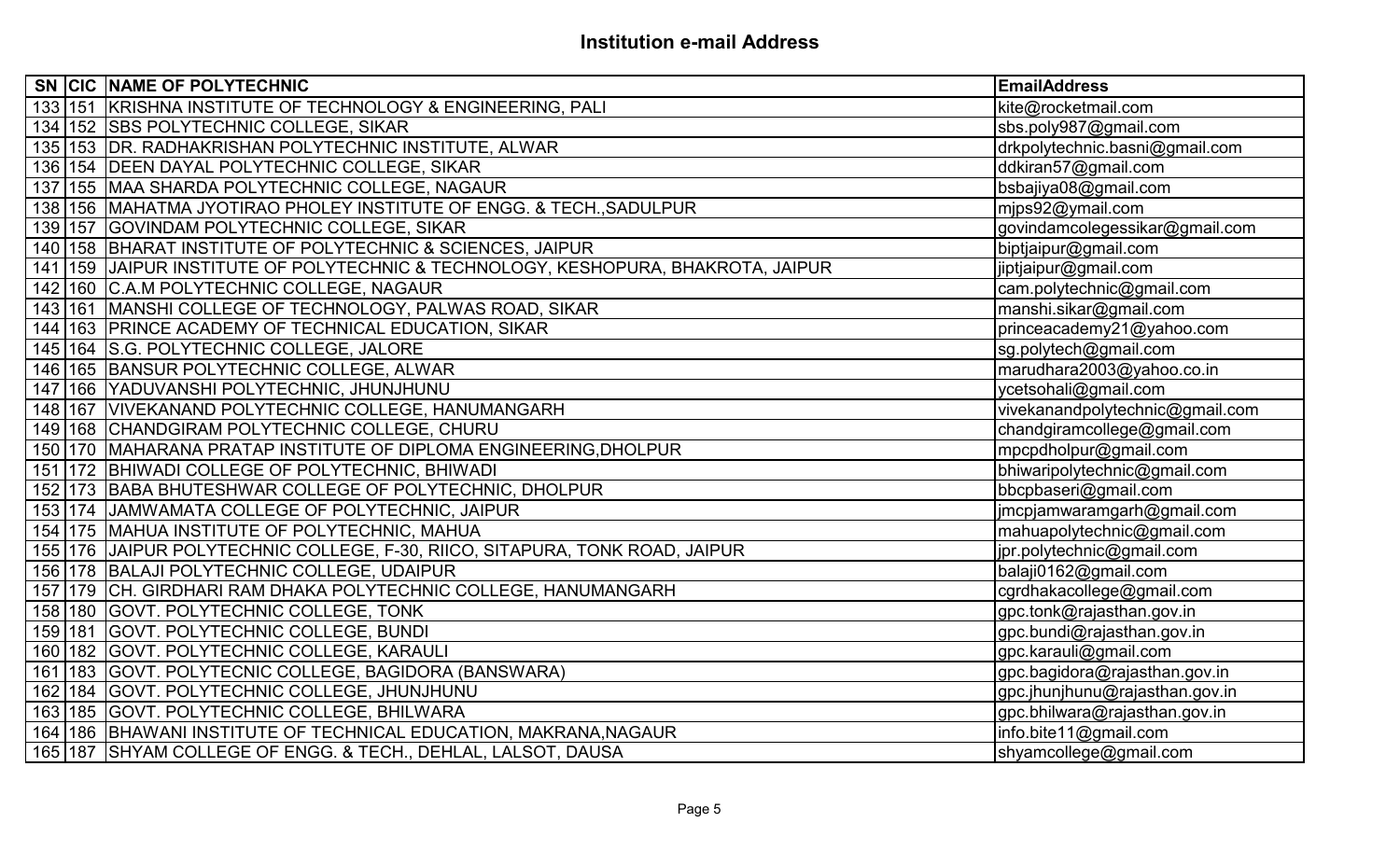## Institution e-mail Address

| SN | CIC | NAME OF POLYTECHNIC | EmailAddress |
|---|---|---|---|
| 133 | 151 | KRISHNA INSTITUTE OF TECHNOLOGY & ENGINEERING, PALI | kite@rocketmail.com |
| 134 | 152 | SBS POLYTECHNIC COLLEGE, SIKAR | sbs.poly987@gmail.com |
| 135 | 153 | DR. RADHAKRISHAN POLYTECHNIC INSTITUTE, ALWAR | drkpolytechnic.basni@gmail.com |
| 136 | 154 | DEEN DAYAL POLYTECHNIC COLLEGE, SIKAR | ddkiran57@gmail.com |
| 137 | 155 | MAA SHARDA POLYTECHNIC COLLEGE, NAGAUR | bsbajiya08@gmail.com |
| 138 | 156 | MAHATMA JYOTIRAO PHOLEY INSTITUTE OF ENGG. & TECH.,SADULPUR | mjps92@ymail.com |
| 139 | 157 | GOVINDAM POLYTECHNIC COLLEGE, SIKAR | govindamcolegessikar@gmail.com |
| 140 | 158 | BHARAT INSTITUTE OF POLYTECHNIC & SCIENCES, JAIPUR | biptjaipur@gmail.com |
| 141 | 159 | JAIPUR INSTITUTE OF POLYTECHNIC & TECHNOLOGY, KESHOPURA, BHAKROTA, JAIPUR | jiptjaipur@gmail.com |
| 142 | 160 | C.A.M POLYTECHNIC COLLEGE, NAGAUR | cam.polytechnic@gmail.com |
| 143 | 161 | MANSHI COLLEGE OF TECHNOLOGY, PALWAS ROAD, SIKAR | manshi.sikar@gmail.com |
| 144 | 163 | PRINCE ACADEMY OF TECHNICAL EDUCATION, SIKAR | princeacademy21@yahoo.com |
| 145 | 164 | S.G. POLYTECHNIC COLLEGE, JALORE | sg.polytech@gmail.com |
| 146 | 165 | BANSUR POLYTECHNIC COLLEGE, ALWAR | marudhara2003@yahoo.co.in |
| 147 | 166 | YADUVANSHI POLYTECHNIC, JHUNJHUNU | ycetsohali@gmail.com |
| 148 | 167 | VIVEKANAND POLYTECHNIC COLLEGE, HANUMANGARH | vivekanandpolytechnic@gmail.com |
| 149 | 168 | CHANDGIRAM POLYTECHNIC COLLEGE, CHURU | chandgiramcollege@gmail.com |
| 150 | 170 | MAHARANA PRATAP INSTITUTE OF DIPLOMA ENGINEERING,DHOLPUR | mpcpdholpur@gmail.com |
| 151 | 172 | BHIWADI COLLEGE OF POLYTECHNIC, BHIWADI | bhiwaripolytechnic@gmail.com |
| 152 | 173 | BABA BHUTESHWAR COLLEGE OF POLYTECHNIC, DHOLPUR | bbcpbaseri@gmail.com |
| 153 | 174 | JAMWAMATA COLLEGE OF POLYTECHNIC, JAIPUR | jmcpjamwaramgarh@gmail.com |
| 154 | 175 | MAHUA INSTITUTE OF POLYTECHNIC, MAHUA | mahuapolytechnic@gmail.com |
| 155 | 176 | JAIPUR POLYTECHNIC COLLEGE, F-30, RIICO, SITAPURA, TONK ROAD, JAIPUR | jpr.polytechnic@gmail.com |
| 156 | 178 | BALAJI POLYTECHNIC COLLEGE, UDAIPUR | balaji0162@gmail.com |
| 157 | 179 | CH. GIRDHARI RAM DHAKA POLYTECHNIC COLLEGE, HANUMANGARH | cgrdhakacollege@gmail.com |
| 158 | 180 | GOVT. POLYTECHNIC COLLEGE, TONK | gpc.tonk@rajasthan.gov.in |
| 159 | 181 | GOVT. POLYTECHNIC COLLEGE, BUNDI | gpc.bundi@rajasthan.gov.in |
| 160 | 182 | GOVT. POLYTECHNIC COLLEGE, KARAULI | gpc.karauli@gmail.com |
| 161 | 183 | GOVT. POLYTECNIC COLLEGE, BAGIDORA (BANSWARA) | gpc.bagidora@rajasthan.gov.in |
| 162 | 184 | GOVT. POLYTECHNIC COLLEGE, JHUNJHUNU | gpc.jhunjhunu@rajasthan.gov.in |
| 163 | 185 | GOVT. POLYTECHNIC COLLEGE, BHILWARA | gpc.bhilwara@rajasthan.gov.in |
| 164 | 186 | BHAWANI INSTITUTE OF TECHNICAL EDUCATION, MAKRANA,NAGAUR | info.bite11@gmail.com |
| 165 | 187 | SHYAM COLLEGE OF ENGG. & TECH., DEHLAL, LALSOT, DAUSA | shyamcollege@gmail.com |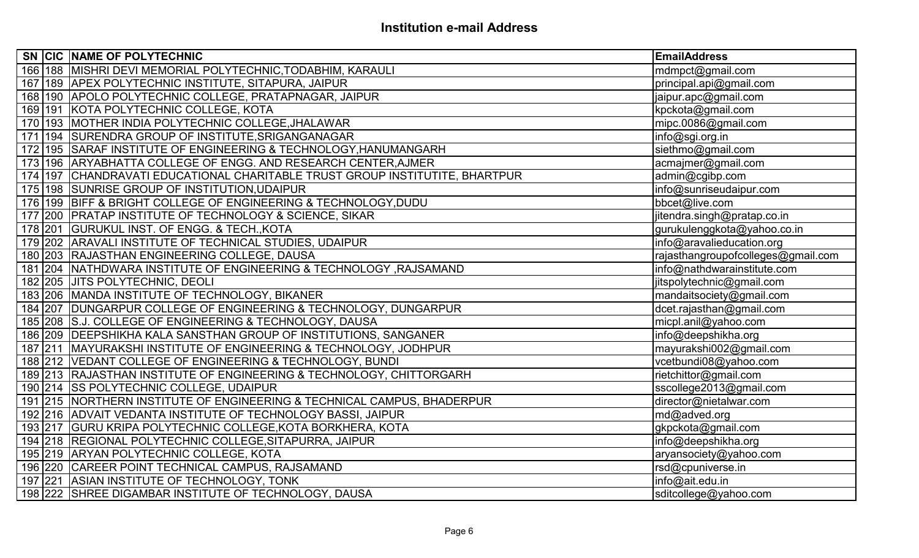# Institution e-mail Address

| SN | CIC | NAME OF POLYTECHNIC | EmailAddress |
|---|---|---|---|
| 166 | 188 | MISHRI DEVI MEMORIAL POLYTECHNIC,TODABHIM, KARAULI | mdmpct@gmail.com |
| 167 | 189 | APEX POLYTECHNIC INSTITUTE, SITAPURA, JAIPUR | principal.api@gmail.com |
| 168 | 190 | APOLO POLYTECHNIC COLLEGE, PRATAPNAGAR, JAIPUR | jaipur.apc@gmail.com |
| 169 | 191 | KOTA POLYTECHNIC COLLEGE, KOTA | kpckota@gmail.com |
| 170 | 193 | MOTHER INDIA POLYTECHNIC COLLEGE,JHALAWAR | mipc.0086@gmail.com |
| 171 | 194 | SURENDRA GROUP OF INSTITUTE,SRIGANGANAGAR | info@sgi.org.in |
| 172 | 195 | SARAF INSTITUTE OF ENGINEERING & TECHNOLOGY,HANUMANGARH | siethmo@gmail.com |
| 173 | 196 | ARYABHATTA COLLEGE OF ENGG. AND RESEARCH CENTER,AJMER | acmajmer@gmail.com |
| 174 | 197 | CHANDRAVATI EDUCATIONAL CHARITABLE TRUST GROUP INSTITUTITE, BHARTPUR | admin@cgibp.com |
| 175 | 198 | SUNRISE GROUP OF INSTITUTION,UDAIPUR | info@sunriseudaipur.com |
| 176 | 199 | BIFF & BRIGHT COLLEGE OF ENGINEERING & TECHNOLOGY,DUDU | bbcet@live.com |
| 177 | 200 | PRATAP INSTITUTE OF TECHNOLOGY & SCIENCE, SIKAR | jitendra.singh@pratap.co.in |
| 178 | 201 | GURUKUL INST. OF ENGG. & TECH.,KOTA | gurukulenggkota@yahoo.co.in |
| 179 | 202 | ARAVALI INSTITUTE OF TECHNICAL STUDIES, UDAIPUR | info@aravalieducation.org |
| 180 | 203 | RAJASTHAN ENGINEERING COLLEGE, DAUSA | rajasthangroupofcolleges@gmail.com |
| 181 | 204 | NATHDWARA INSTITUTE OF ENGINEERING & TECHNOLOGY ,RAJSAMAND | info@nathdwarainstitute.com |
| 182 | 205 | JITS POLYTECHNIC, DEOLI | jitspolytechnic@gmail.com |
| 183 | 206 | MANDA INSTITUTE OF TECHNOLOGY, BIKANER | mandaitsociety@gmail.com |
| 184 | 207 | DUNGARPUR COLLEGE OF ENGINEERING & TECHNOLOGY, DUNGARPUR | dcet.rajasthan@gmail.com |
| 185 | 208 | S.J. COLLEGE OF ENGINEERING & TECHNOLOGY, DAUSA | micpl.anil@yahoo.com |
| 186 | 209 | DEEPSHIKHA KALA SANSTHAN GROUP OF INSTITUTIONS, SANGANER | info@deepshikha.org |
| 187 | 211 | MAYURAKSHI INSTITUTE OF ENGINEERING & TECHNOLOGY, JODHPUR | mayurakshi002@gmail.com |
| 188 | 212 | VEDANT COLLEGE OF ENGINEERING & TECHNOLOGY, BUNDI | vcetbundi08@yahoo.com |
| 189 | 213 | RAJASTHAN INSTITUTE OF ENGINEERING & TECHNOLOGY, CHITTORGARH | rietchittor@gmail.com |
| 190 | 214 | SS POLYTECHNIC COLLEGE, UDAIPUR | sscollege2013@gmail.com |
| 191 | 215 | NORTHERN INSTITUTE OF ENGINEERING & TECHNICAL CAMPUS, BHADERPUR | director@nietalwar.com |
| 192 | 216 | ADVAIT VEDANTA INSTITUTE OF TECHNOLOGY BASSI, JAIPUR | md@adved.org |
| 193 | 217 | GURU KRIPA POLYTECHNIC COLLEGE,KOTA BORKHERA, KOTA | gkpckota@gmail.com |
| 194 | 218 | REGIONAL POLYTECHNIC COLLEGE,SITAPURRA, JAIPUR | info@deepshikha.org |
| 195 | 219 | ARYAN POLYTECHNIC COLLEGE, KOTA | aryansociety@yahoo.com |
| 196 | 220 | CAREER POINT TECHNICAL CAMPUS, RAJSAMAND | rsd@cpuniverse.in |
| 197 | 221 | ASIAN INSTITUTE OF TECHNOLOGY, TONK | info@ait.edu.in |
| 198 | 222 | SHREE DIGAMBAR INSTITUTE OF TECHNOLOGY, DAUSA | sditcollege@yahoo.com |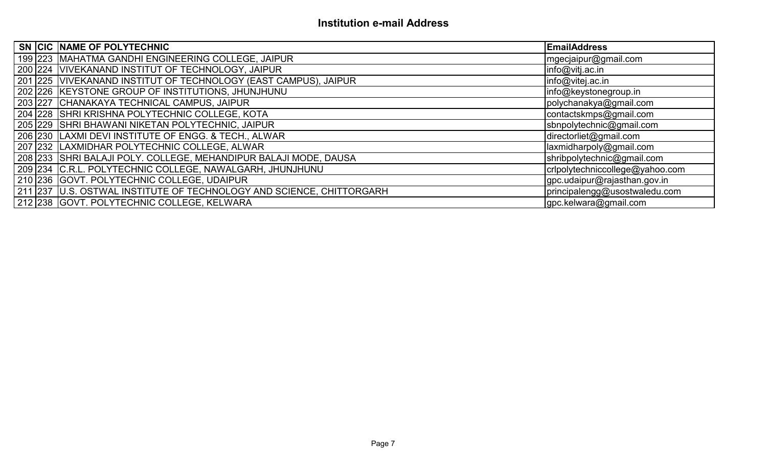# Institution e-mail Address

| SN | CIC | NAME OF POLYTECHNIC | EmailAddress |
|---|---|---|---|
| 199 | 223 | MAHATMA GANDHI ENGINEERING COLLEGE, JAIPUR | mgecjaipur@gmail.com |
| 200 | 224 | VIVEKANAND INSTITUT OF TECHNOLOGY, JAIPUR | info@vitj.ac.in |
| 201 | 225 | VIVEKANAND INSTITUT OF TECHNOLOGY (EAST CAMPUS), JAIPUR | info@vitej.ac.in |
| 202 | 226 | KEYSTONE GROUP OF INSTITUTIONS, JHUNJHUNU | info@keystonegroup.in |
| 203 | 227 | CHANAKAYA TECHNICAL CAMPUS, JAIPUR | polychanakya@gmail.com |
| 204 | 228 | SHRI KRISHNA POLYTECHNIC COLLEGE, KOTA | contactskmps@gmail.com |
| 205 | 229 | SHRI BHAWANI NIKETAN POLYTECHNIC, JAIPUR | sbnpolytechnic@gmail.com |
| 206 | 230 | LAXMI DEVI INSTITUTE OF ENGG. & TECH., ALWAR | directorliet@gmail.com |
| 207 | 232 | LAXMIDHAR POLYTECHNIC COLLEGE, ALWAR | laxmidharpoly@gmail.com |
| 208 | 233 | SHRI BALAJI POLY. COLLEGE, MEHANDIPUR BALAJI MODE, DAUSA | shribpolytechnic@gmail.com |
| 209 | 234 | C.R.L. POLYTECHNIC COLLEGE, NAWALGARH, JHUNJHUNU | crlpolytechniccollege@yahoo.com |
| 210 | 236 | GOVT. POLYTECHNIC COLLEGE, UDAIPUR | gpc.udaipur@rajasthan.gov.in |
| 211 | 237 | U.S. OSTWAL INSTITUTE OF TECHNOLOGY AND SCIENCE, CHITTORGARH | principalengg@usostwaledu.com |
| 212 | 238 | GOVT. POLYTECHNIC COLLEGE, KELWARA | gpc.kelwara@gmail.com |